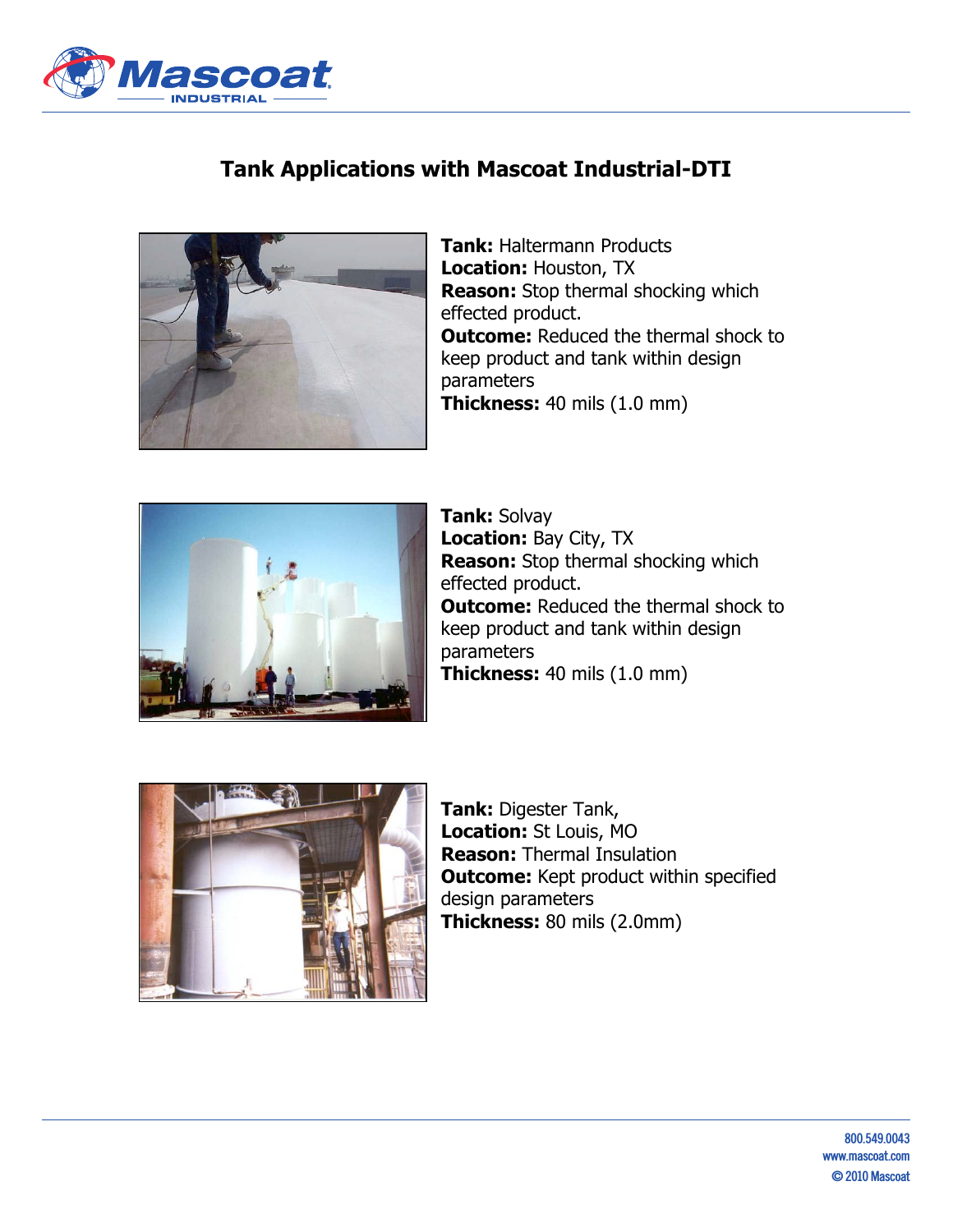# Tank Applications with Mascoat Industrial-DTI

**Tank:** Haltermann Products
**Location:** Houston, TX
**Reason:** Stop thermal shocking which effected product.
**Outcome:** Reduced the thermal shock to keep product and tank within design parameters
**Thickness:** 40 mils (1.0 mm)

**Tank:** Solvay
**Location:** Bay City, TX
**Reason:** Stop thermal shocking which effected product.
**Outcome:** Reduced the thermal shock to keep product and tank within design parameters
**Thickness:** 40 mils (1.0 mm)

**Tank:** Digester Tank,
**Location:** St Louis, MO
**Reason:** Thermal Insulation
**Outcome:** Kept product within specified design parameters
**Thickness:** 80 mils (2.0mm)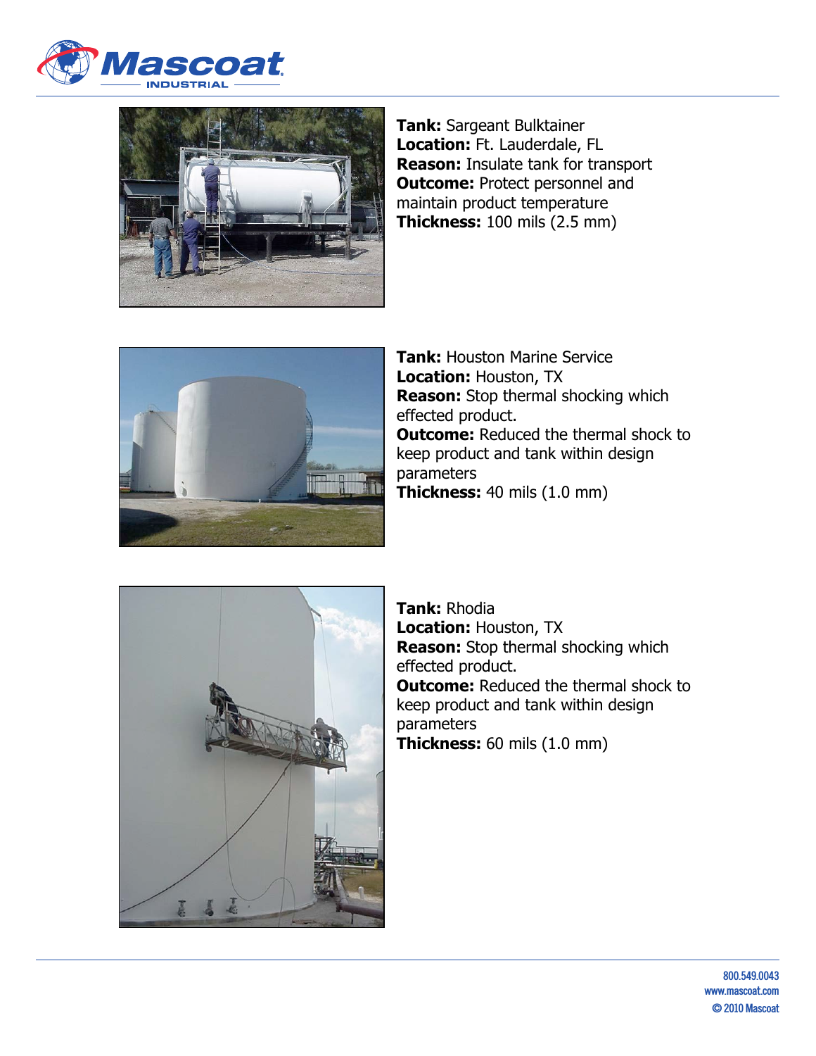**Tank:** Sargeant Bulktainer
**Location:** Ft. Lauderdale, FL
**Reason:** Insulate tank for transport
**Outcome:** Protect personnel and maintain product temperature
**Thickness:** 100 mils (2.5 mm)

**Tank:** Houston Marine Service
**Location:** Houston, TX
**Reason:** Stop thermal shocking which effected product.
**Outcome:** Reduced the thermal shock to keep product and tank within design parameters
**Thickness:** 40 mils (1.0 mm)

**Tank:** Rhodia
**Location:** Houston, TX
**Reason:** Stop thermal shocking which effected product.
**Outcome:** Reduced the thermal shock to keep product and tank within design parameters
**Thickness:** 60 mils (1.0 mm)

800.549.0043
www.mascoat.com
© 2010 Mascoat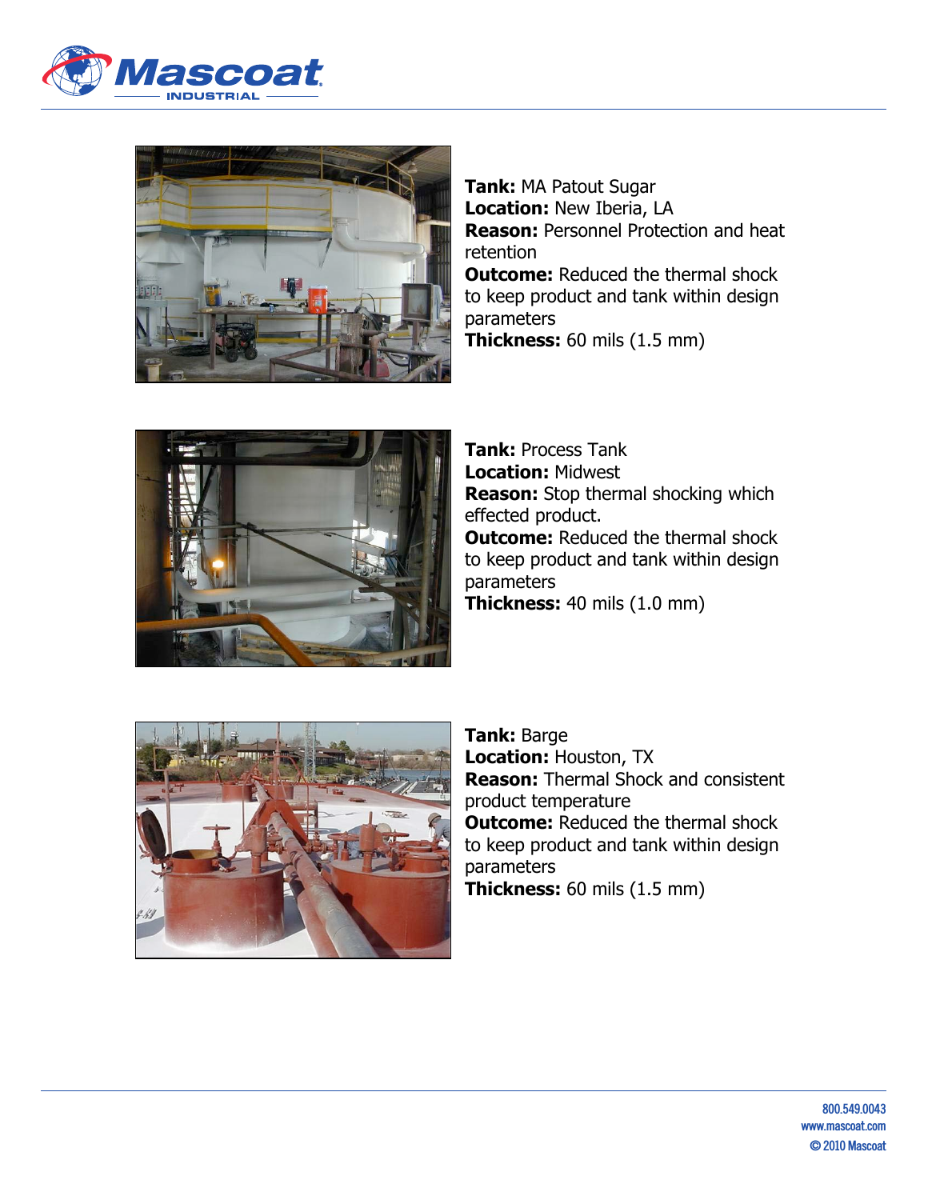**Tank:** MA Patout Sugar
**Location:** New Iberia, LA
**Reason:** Personnel Protection and heat retention
**Outcome:** Reduced the thermal shock to keep product and tank within design parameters
**Thickness:** 60 mils (1.5 mm)

**Tank:** Process Tank
**Location:** Midwest
**Reason:** Stop thermal shocking which effected product.
**Outcome:** Reduced the thermal shock to keep product and tank within design parameters
**Thickness:** 40 mils (1.0 mm)

**Tank:** Barge
**Location:** Houston, TX
**Reason:** Thermal Shock and consistent product temperature
**Outcome:** Reduced the thermal shock to keep product and tank within design parameters
**Thickness:** 60 mils (1.5 mm)